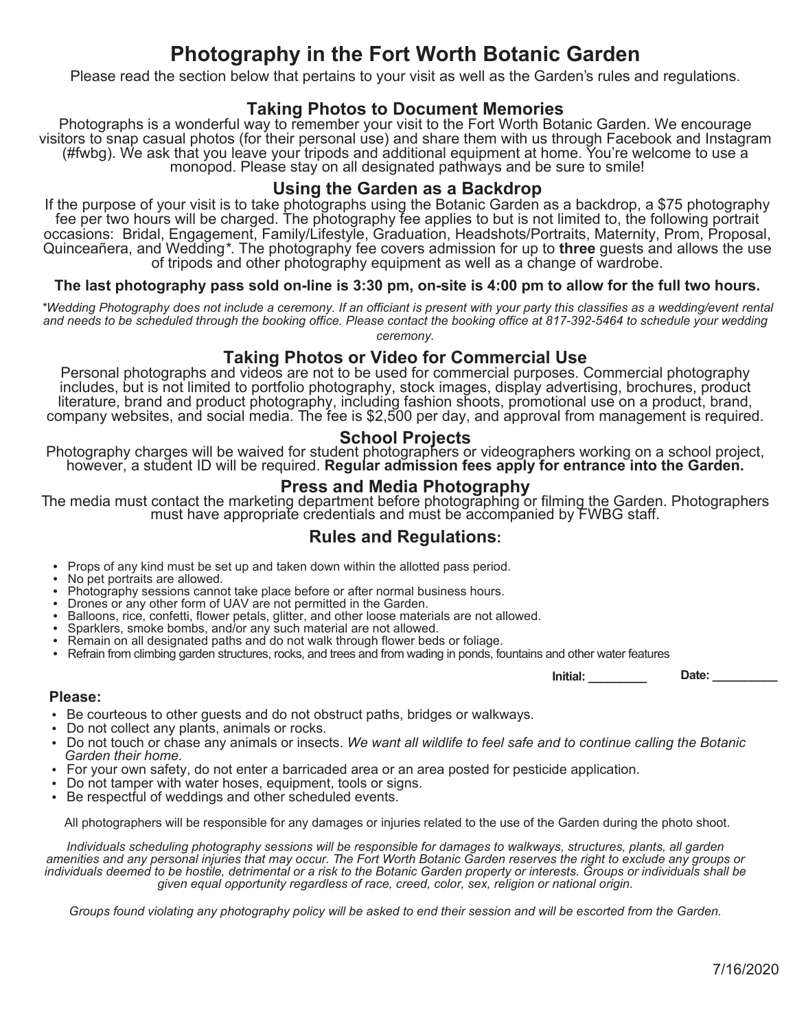# Photography in the Fort Worth Botanic Garden

Please read the section below that pertains to your visit as well as the Garden's rules and regulations.

## Taking Photos to Document Memories

Photographs is a wonderful way to remember your visit to the Fort Worth Botanic Garden. We encourage visitors to snap casual photos (for their personal use) and share them with us through Facebook and Instagram (#fwbg). We ask that you leave your tripods and additional equipment at home. You're welcome to use a monopod. Please stay on all designated pathways and be sure to smile!

## Using the Garden as a Backdrop

If the purpose of your visit is to take photographs using the Botanic Garden as a backdrop, a $75 photography fee per two hours will be charged. The photography fee applies to but is not limited to, the following portrait occasions: Bridal, Engagement, Family/Lifestyle, Graduation, Headshots/Portraits, Maternity, Prom, Proposal, Quinceañera, and Wedding*. The photography fee covers admission for up to **three** guests and allows the use of tripods and other photography equipment as well as a change of wardrobe.

**The last photography pass sold on-line is 3:30 pm, on-site is 4:00 pm to allow for the full two hours.**

*\*Wedding Photography does not include a ceremony. If an officiant is present with your party this classifies as a wedding/event rental and needs to be scheduled through the booking office. Please contact the booking office at 817-392-5464 to schedule your wedding ceremony.*

## Taking Photos or Video for Commercial Use

Personal photographs and videos are not to be used for commercial purposes. Commercial photography includes, but is not limited to portfolio photography, stock images, display advertising, brochures, product literature, brand and product photography, including fashion shoots, promotional use on a product, brand, company websites, and social media. The fee is $2,500 per day, and approval from management is required.

## School Projects

Photography charges will be waived for student photographers or videographers working on a school project, however, a student ID will be required. **Regular admission fees apply for entrance into the Garden.**

## Press and Media Photography

The media must contact the marketing department before photographing or filming the Garden. Photographers must have appropriate credentials and must be accompanied by FWBG staff.

## Rules and Regulations:

- Props of any kind must be set up and taken down within the allotted pass period.
- No pet portraits are allowed.
- Photography sessions cannot take place before or after normal business hours.
- Drones or any other form of UAV are not permitted in the Garden.
- Balloons, rice, confetti, flower petals, glitter, and other loose materials are not allowed.
- Sparklers, smoke bombs, and/or any such material are not allowed.
- Remain on all designated paths and do not walk through flower beds or foliage.
- Refrain from climbing garden structures, rocks, and trees and from wading in ponds, fountains and other water features

**Initial:** _________ **Date:** __________

**Please:**

- Be courteous to other guests and do not obstruct paths, bridges or walkways.
- Do not collect any plants, animals or rocks.
- Do not touch or chase any animals or insects. *We want all wildlife to feel safe and to continue calling the Botanic Garden their home.*
- For your own safety, do not enter a barricaded area or an area posted for pesticide application.
- Do not tamper with water hoses, equipment, tools or signs.
- Be respectful of weddings and other scheduled events.

All photographers will be responsible for any damages or injuries related to the use of the Garden during the photo shoot.

*Individuals scheduling photography sessions will be responsible for damages to walkways, structures, plants, all garden amenities and any personal injuries that may occur. The Fort Worth Botanic Garden reserves the right to exclude any groups or individuals deemed to be hostile, detrimental or a risk to the Botanic Garden property or interests. Groups or individuals shall be given equal opportunity regardless of race, creed, color, sex, religion or national origin.*

*Groups found violating any photography policy will be asked to end their session and will be escorted from the Garden.*

7/16/2020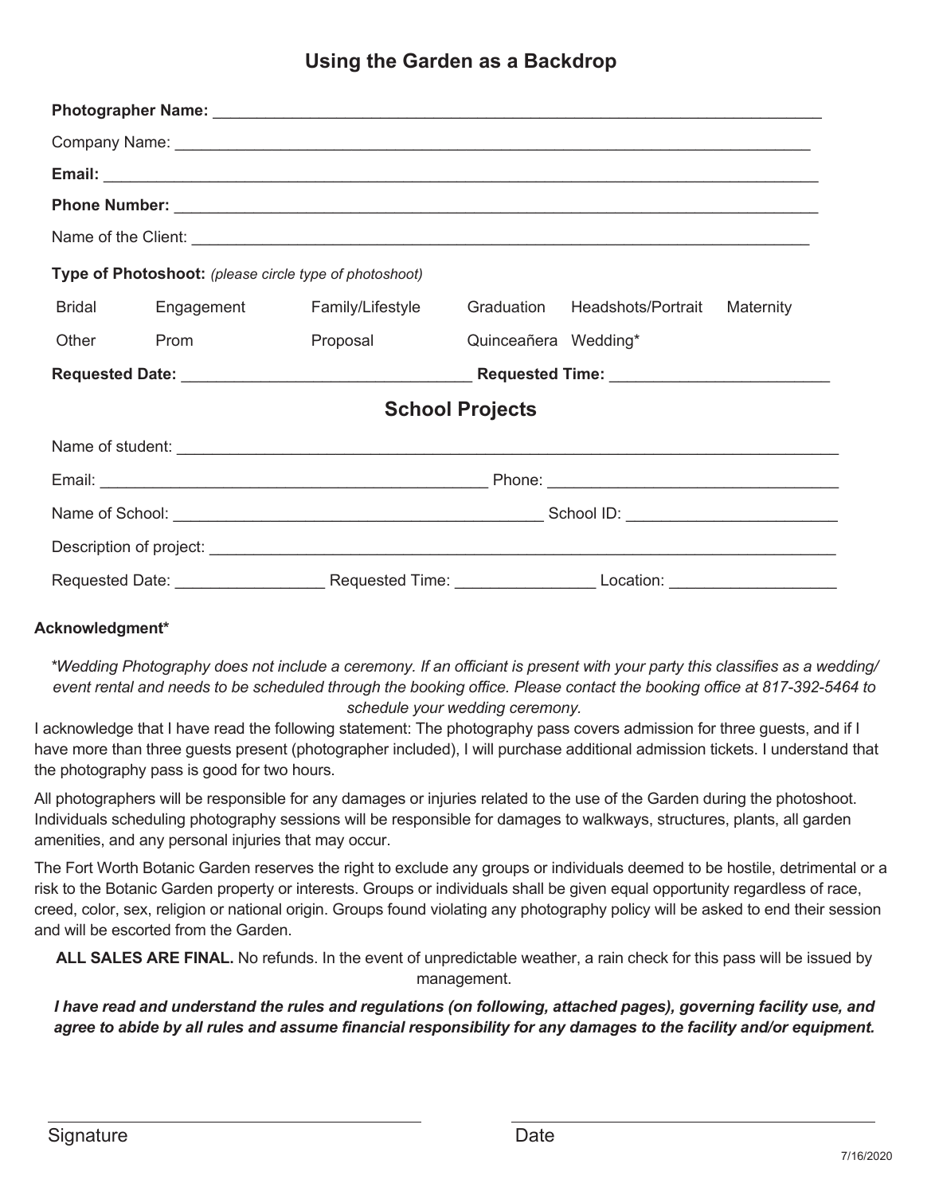# Using the Garden as a Backdrop

**Photographer Name:** ___________________________________________________________________

Company Name: ___________________________________________________________________

**Email:** ___________________________________________________________________

**Phone Number:** ___________________________________________________________________

Name of the Client: ___________________________________________________________________

**Type of Photoshoot:** *(please circle type of photoshoot)*

| | | | | | |
|---|---|---|---|---|---|
| Bridal | Engagement | Family/Lifestyle | Graduation | Headshots/Portrait | Maternity |
| Other | Prom | Proposal | Quinceañera | Wedding* | |

**Requested Date:** ________________________________ **Requested Time:** ________________________

## School Projects

Name of student: ___________________________________________________________________

Email: ___________________________________________ Phone: _________________________________

Name of School: ________________________________________ School ID: _______________________

Description of project: ___________________________________________________________________

Requested Date: ________________ Requested Time: _______________ Location: __________________

**Acknowledgment***

*\*Wedding Photography does not include a ceremony. If an officiant is present with your party this classifies as a wedding/ event rental and needs to be scheduled through the booking office. Please contact the booking office at 817-392-5464 to schedule your wedding ceremony.*

I acknowledge that I have read the following statement: The photography pass covers admission for three guests, and if I have more than three guests present (photographer included), I will purchase additional admission tickets. I understand that the photography pass is good for two hours.

All photographers will be responsible for any damages or injuries related to the use of the Garden during the photoshoot. Individuals scheduling photography sessions will be responsible for damages to walkways, structures, plants, all garden amenities, and any personal injuries that may occur.

The Fort Worth Botanic Garden reserves the right to exclude any groups or individuals deemed to be hostile, detrimental or a risk to the Botanic Garden property or interests. Groups or individuals shall be given equal opportunity regardless of race, creed, color, sex, religion or national origin. Groups found violating any photography policy will be asked to end their session and will be escorted from the Garden.

**ALL SALES ARE FINAL.** No refunds. In the event of unpredictable weather, a rain check for this pass will be issued by management.

***I have read and understand the rules and regulations (on following, attached pages), governing facility use, and agree to abide by all rules and assume financial responsibility for any damages to the facility and/or equipment.***

______________________________ Signature

______________________________ Date

7/16/2020